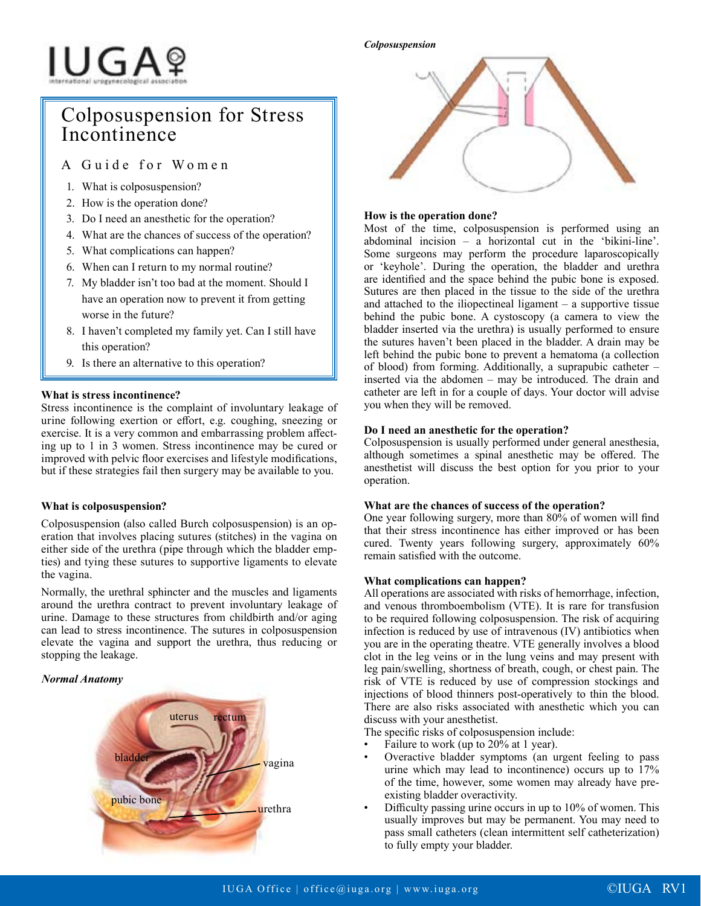# Colposuspension for Stress Incontinence

## A Guide for Women

1. What is colposuspension?
2. How is the operation done?
3. Do I need an anesthetic for the operation?
4. What are the chances of success of the operation?
5. What complications can happen?
6. When can I return to my normal routine?
7. My bladder isn't too bad at the moment. Should I have an operation now to prevent it from getting worse in the future?
8. I haven't completed my family yet. Can I still have this operation?
9. Is there an alternative to this operation?

**What is stress incontinence?**

Stress incontinence is the complaint of involuntary leakage of urine following exertion or effort, e.g. coughing, sneezing or exercise. It is a very common and embarrassing problem affecting up to 1 in 3 women. Stress incontinence may be cured or improved with pelvic floor exercises and lifestyle modifications, but if these strategies fail then surgery may be available to you.

**What is colposuspension?**

Colposuspension (also called Burch colposuspension) is an operation that involves placing sutures (stitches) in the vagina on either side of the urethra (pipe through which the bladder empties) and tying these sutures to supportive ligaments to elevate the vagina.

Normally, the urethral sphincter and the muscles and ligaments around the urethra contract to prevent involuntary leakage of urine. Damage to these structures from childbirth and/or aging can lead to stress incontinence. The sutures in colposuspension elevate the vagina and support the urethra, thus reducing or stopping the leakage.

*Normal Anatomy*

uterus, rectum, bladder, vagina, pubic bone, urethra

*Colposuspension*

**How is the operation done?**

Most of the time, colposuspension is performed using an abdominal incision – a horizontal cut in the 'bikini-line'. Some surgeons may perform the procedure laparoscopically or 'keyhole'. During the operation, the bladder and urethra are identified and the space behind the pubic bone is exposed. Sutures are then placed in the tissue to the side of the urethra and attached to the iliopectineal ligament – a supportive tissue behind the pubic bone. A cystoscopy (a camera to view the bladder inserted via the urethra) is usually performed to ensure the sutures haven't been placed in the bladder. A drain may be left behind the pubic bone to prevent a hematoma (a collection of blood) from forming. Additionally, a suprapubic catheter – inserted via the abdomen – may be introduced. The drain and catheter are left in for a couple of days. Your doctor will advise you when they will be removed.

**Do I need an anesthetic for the operation?**

Colposuspension is usually performed under general anesthesia, although sometimes a spinal anesthetic may be offered. The anesthetist will discuss the best option for you prior to your operation.

**What are the chances of success of the operation?**

One year following surgery, more than 80% of women will find that their stress incontinence has either improved or has been cured. Twenty years following surgery, approximately 60% remain satisfied with the outcome.

**What complications can happen?**

All operations are associated with risks of hemorrhage, infection, and venous thromboembolism (VTE). It is rare for transfusion to be required following colposuspension. The risk of acquiring infection is reduced by use of intravenous (IV) antibiotics when you are in the operating theatre. VTE generally involves a blood clot in the leg veins or in the lung veins and may present with leg pain/swelling, shortness of breath, cough, or chest pain. The risk of VTE is reduced by use of compression stockings and injections of blood thinners post-operatively to thin the blood. There are also risks associated with anesthetic which you can discuss with your anesthetist.

The specific risks of colposuspension include:

- Failure to work (up to 20% at 1 year).
- Overactive bladder symptoms (an urgent feeling to pass urine which may lead to incontinence) occurs up to 17% of the time, however, some women may already have pre-existing bladder overactivity.
- Difficulty passing urine occurs in up to 10% of women. This usually improves but may be permanent. You may need to pass small catheters (clean intermittent self catheterization) to fully empty your bladder.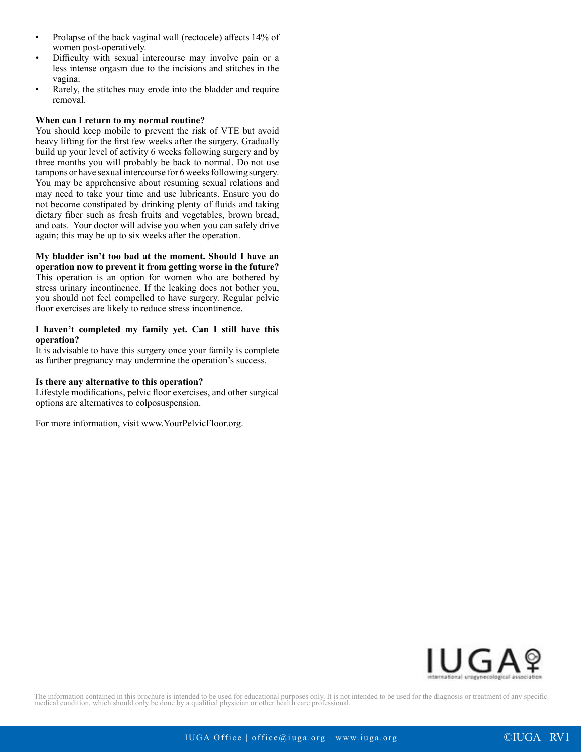- Prolapse of the back vaginal wall (rectocele) affects 14% of women post-operatively.
- Difficulty with sexual intercourse may involve pain or a less intense orgasm due to the incisions and stitches in the vagina.
- Rarely, the stitches may erode into the bladder and require removal.

**When can I return to my normal routine?**
You should keep mobile to prevent the risk of VTE but avoid heavy lifting for the first few weeks after the surgery. Gradually build up your level of activity 6 weeks following surgery and by three months you will probably be back to normal. Do not use tampons or have sexual intercourse for 6 weeks following surgery. You may be apprehensive about resuming sexual relations and may need to take your time and use lubricants. Ensure you do not become constipated by drinking plenty of fluids and taking dietary fiber such as fresh fruits and vegetables, brown bread, and oats. Your doctor will advise you when you can safely drive again; this may be up to six weeks after the operation.

**My bladder isn't too bad at the moment. Should I have an operation now to prevent it from getting worse in the future?**
This operation is an option for women who are bothered by stress urinary incontinence. If the leaking does not bother you, you should not feel compelled to have surgery. Regular pelvic floor exercises are likely to reduce stress incontinence.

**I haven't completed my family yet. Can I still have this operation?**
It is advisable to have this surgery once your family is complete as further pregnancy may undermine the operation's success.

**Is there any alternative to this operation?**
Lifestyle modifications, pelvic floor exercises, and other surgical options are alternatives to colposuspension.

For more information, visit www.YourPelvicFloor.org.

IUGA
international urogynecological association

The information contained in this brochure is intended to be used for educational purposes only. It is not intended to be used for the diagnosis or treatment of any specific medical condition, which should only be done by a qualified physician or other health care professional.

IUGA Office | office@iuga.org | www.iuga.org

©IUGA RV1